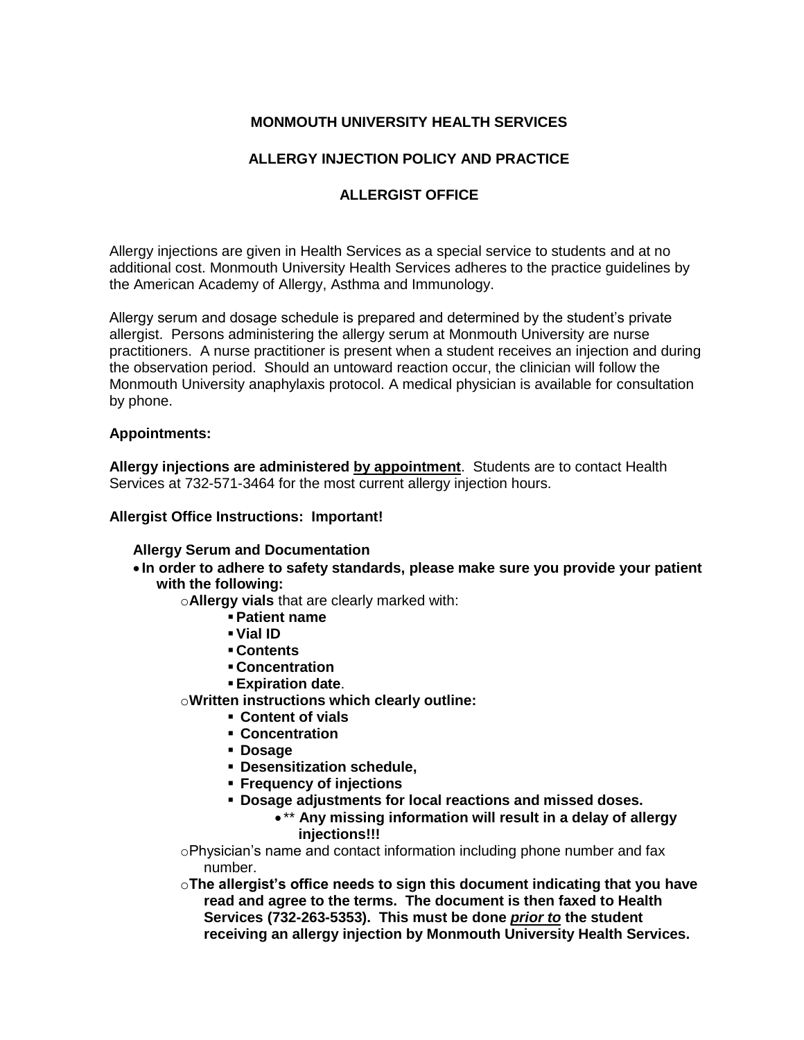**MONMOUTH UNIVERSITY HEALTH SERVICES**

**ALLERGY INJECTION POLICY AND PRACTICE**

**ALLERGIST OFFICE**

Allergy injections are given in Health Services as a special service to students and at no additional cost. Monmouth University Health Services adheres to the practice guidelines by the American Academy of Allergy, Asthma and Immunology.

Allergy serum and dosage schedule is prepared and determined by the student's private allergist. Persons administering the allergy serum at Monmouth University are nurse practitioners. A nurse practitioner is present when a student receives an injection and during the observation period. Should an untoward reaction occur, the clinician will follow the Monmouth University anaphylaxis protocol. A medical physician is available for consultation by phone.

**Appointments:**

**Allergy injections are administered <u>by appointment</u>**. Students are to contact Health Services at 732-571-3464 for the most current allergy injection hours.

**Allergist Office Instructions: Important!**

**Allergy Serum and Documentation**

- **In order to adhere to safety standards, please make sure you provide your patient with the following:**
  - **Allergy vials** that are clearly marked with:
    - **Patient name**
    - **Vial ID**
    - **Contents**
    - **Concentration**
    - **Expiration date**.
  - **Written instructions which clearly outline:**
    - **Content of vials**
    - **Concentration**
    - **Dosage**
    - **Desensitization schedule,**
    - **Frequency of injections**
    - **Dosage adjustments for local reactions and missed doses.**
      - ** **Any missing information will result in a delay of allergy injections!!!**
  - Physician's name and contact information including phone number and fax number.
  - **The allergist's office needs to sign this document indicating that you have read and agree to the terms. The document is then faxed to Health Services (732-263-5353). This must be done <u>*prior to*</u> the student receiving an allergy injection by Monmouth University Health Services.**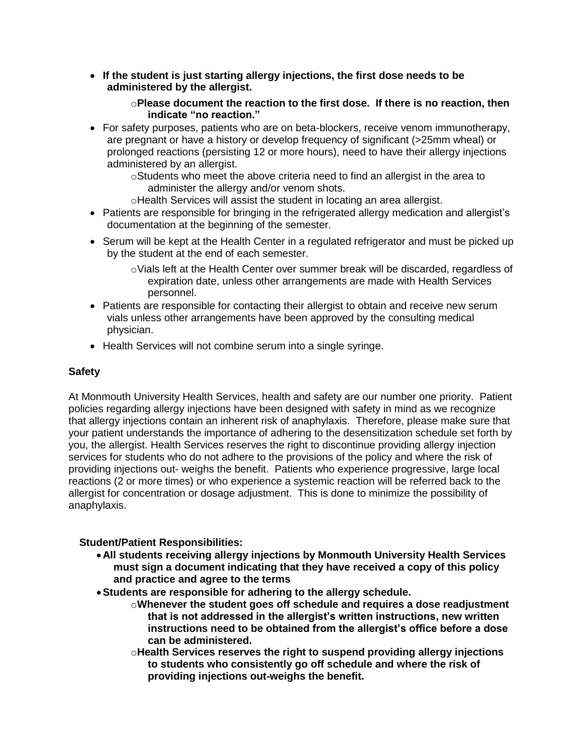- **If the student is just starting allergy injections, the first dose needs to be administered by the allergist.**
  - **Please document the reaction to the first dose. If there is no reaction, then indicate "no reaction."**
- For safety purposes, patients who are on beta-blockers, receive venom immunotherapy, are pregnant or have a history or develop frequency of significant (>25mm wheal) or prolonged reactions (persisting 12 or more hours), need to have their allergy injections administered by an allergist.
  - Students who meet the above criteria need to find an allergist in the area to administer the allergy and/or venom shots.
  - Health Services will assist the student in locating an area allergist.
- Patients are responsible for bringing in the refrigerated allergy medication and allergist's documentation at the beginning of the semester.
- Serum will be kept at the Health Center in a regulated refrigerator and must be picked up by the student at the end of each semester.
  - Vials left at the Health Center over summer break will be discarded, regardless of expiration date, unless other arrangements are made with Health Services personnel.
- Patients are responsible for contacting their allergist to obtain and receive new serum vials unless other arrangements have been approved by the consulting medical physician.
- Health Services will not combine serum into a single syringe.

**Safety**

At Monmouth University Health Services, health and safety are our number one priority. Patient policies regarding allergy injections have been designed with safety in mind as we recognize that allergy injections contain an inherent risk of anaphylaxis. Therefore, please make sure that your patient understands the importance of adhering to the desensitization schedule set forth by you, the allergist. Health Services reserves the right to discontinue providing allergy injection services for students who do not adhere to the provisions of the policy and where the risk of providing injections out- weighs the benefit. Patients who experience progressive, large local reactions (2 or more times) or who experience a systemic reaction will be referred back to the allergist for concentration or dosage adjustment. This is done to minimize the possibility of anaphylaxis.

**Student/Patient Responsibilities:**

- **All students receiving allergy injections by Monmouth University Health Services must sign a document indicating that they have received a copy of this policy and practice and agree to the terms**
- **Students are responsible for adhering to the allergy schedule.**
  - **Whenever the student goes off schedule and requires a dose readjustment that is not addressed in the allergist's written instructions, new written instructions need to be obtained from the allergist's office before a dose can be administered.**
  - **Health Services reserves the right to suspend providing allergy injections to students who consistently go off schedule and where the risk of providing injections out-weighs the benefit.**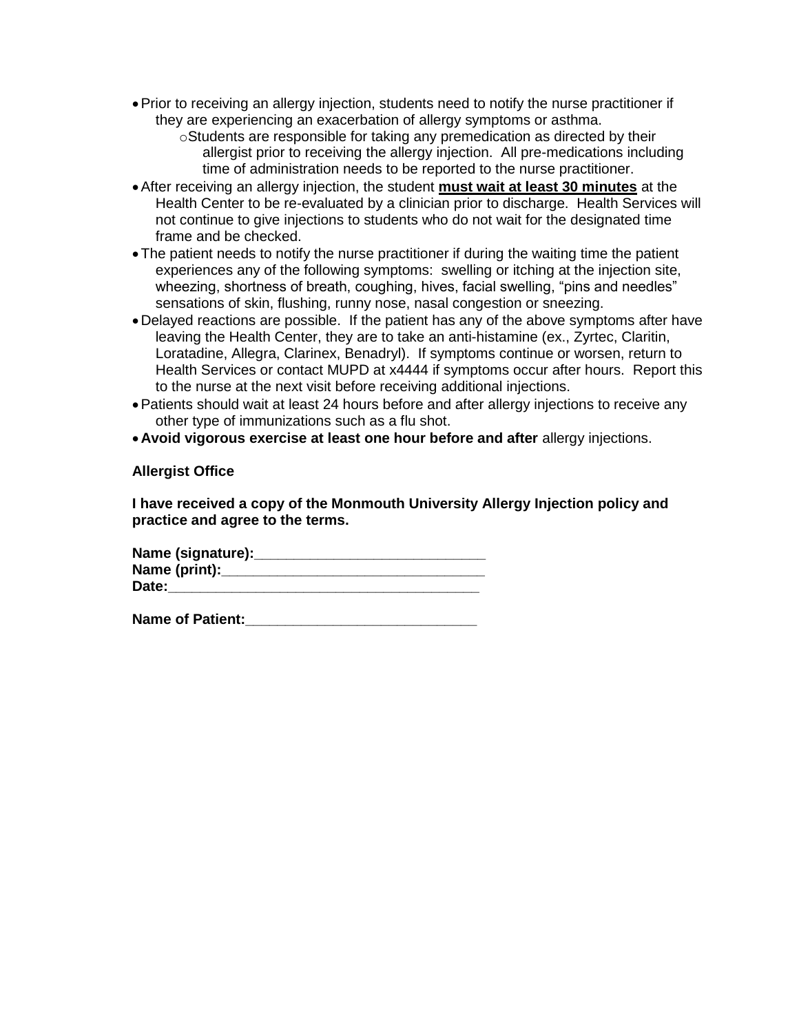- Prior to receiving an allergy injection, students need to notify the nurse practitioner if they are experiencing an exacerbation of allergy symptoms or asthma.
  - Students are responsible for taking any premedication as directed by their allergist prior to receiving the allergy injection. All pre-medications including time of administration needs to be reported to the nurse practitioner.
- After receiving an allergy injection, the student **<u>must wait at least 30 minutes</u>** at the Health Center to be re-evaluated by a clinician prior to discharge. Health Services will not continue to give injections to students who do not wait for the designated time frame and be checked.
- The patient needs to notify the nurse practitioner if during the waiting time the patient experiences any of the following symptoms: swelling or itching at the injection site, wheezing, shortness of breath, coughing, hives, facial swelling, "pins and needles" sensations of skin, flushing, runny nose, nasal congestion or sneezing.
- Delayed reactions are possible. If the patient has any of the above symptoms after have leaving the Health Center, they are to take an anti-histamine (ex., Zyrtec, Claritin, Loratadine, Allegra, Clarinex, Benadryl). If symptoms continue or worsen, return to Health Services or contact MUPD at x4444 if symptoms occur after hours. Report this to the nurse at the next visit before receiving additional injections.
- Patients should wait at least 24 hours before and after allergy injections to receive any other type of immunizations such as a flu shot.
- **Avoid vigorous exercise at least one hour before and after** allergy injections.

**Allergist Office**

**I have received a copy of the Monmouth University Allergy Injection policy and practice and agree to the terms.**

**Name (signature):**_____________________________
**Name (print):**_________________________________
**Date:**_______________________________________

**Name of Patient:**_____________________________